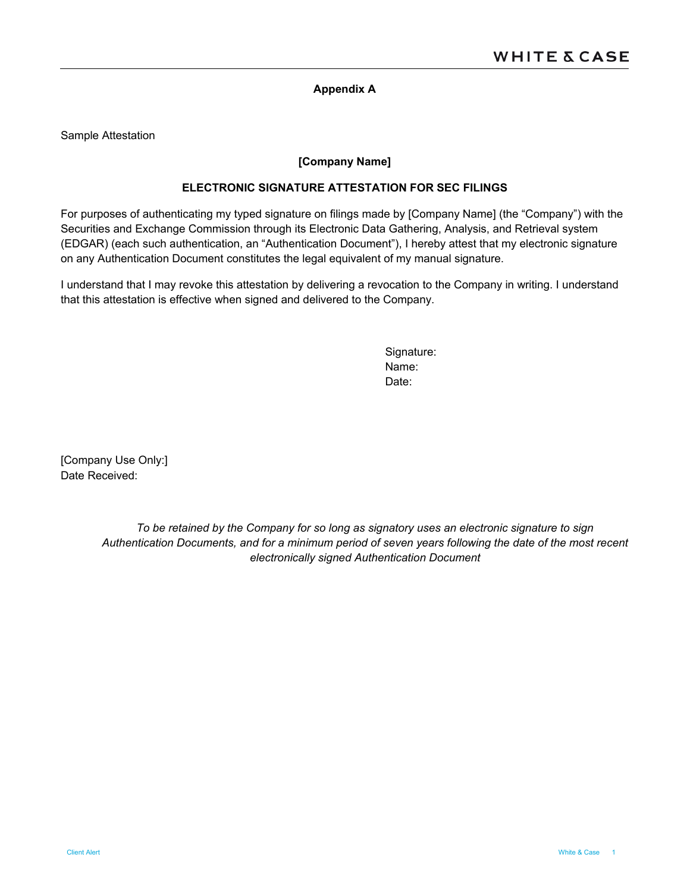## Appendix A

Sample Attestation

**[Company Name]**

**ELECTRONIC SIGNATURE ATTESTATION FOR SEC FILINGS**

For purposes of authenticating my typed signature on filings made by [Company Name] (the "Company") with the Securities and Exchange Commission through its Electronic Data Gathering, Analysis, and Retrieval system (EDGAR) (each such authentication, an "Authentication Document"), I hereby attest that my electronic signature on any Authentication Document constitutes the legal equivalent of my manual signature.

I understand that I may revoke this attestation by delivering a revocation to the Company in writing. I understand that this attestation is effective when signed and delivered to the Company.

Signature:
Name:
Date:

[Company Use Only:]
Date Received:

*To be retained by the Company for so long as signatory uses an electronic signature to sign Authentication Documents, and for a minimum period of seven years following the date of the most recent electronically signed Authentication Document*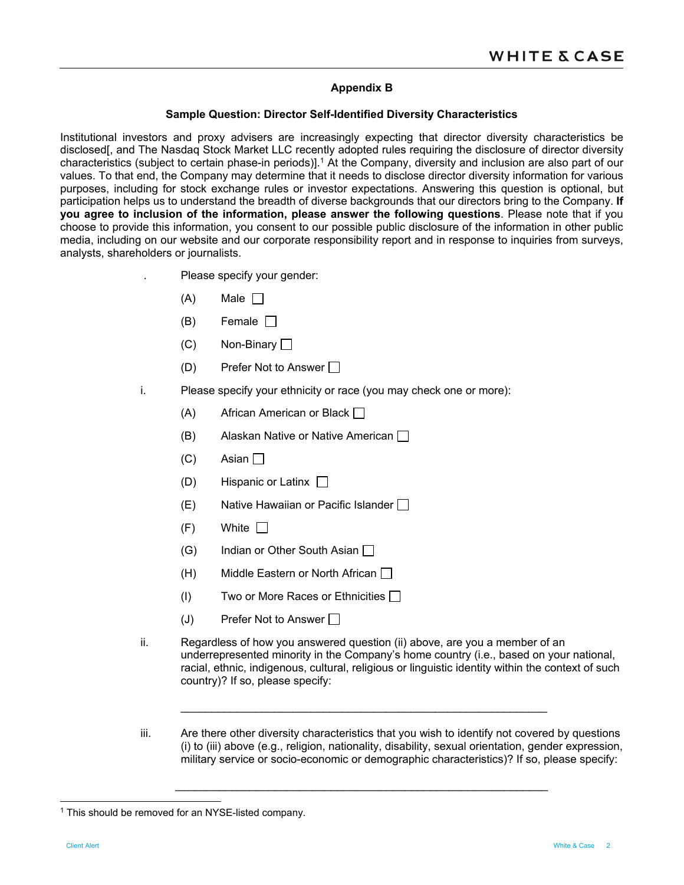## Appendix B

### Sample Question: Director Self-Identified Diversity Characteristics

Institutional investors and proxy advisers are increasingly expecting that director diversity characteristics be disclosed[, and The Nasdaq Stock Market LLC recently adopted rules requiring the disclosure of director diversity characteristics (subject to certain phase-in periods)].[1] At the Company, diversity and inclusion are also part of our values. To that end, the Company may determine that it needs to disclose director diversity information for various purposes, including for stock exchange rules or investor expectations. Answering this question is optional, but participation helps us to understand the breadth of diverse backgrounds that our directors bring to the Company. **If you agree to inclusion of the information, please answer the following questions**. Please note that if you choose to provide this information, you consent to our possible public disclosure of the information in other public media, including on our website and our corporate responsibility report and in response to inquiries from surveys, analysts, shareholders or journalists.

. Please specify your gender:

- (A) Male ☐
- (B) Female ☐
- (C) Non-Binary ☐
- (D) Prefer Not to Answer ☐

i. Please specify your ethnicity or race (you may check one or more):

- (A) African American or Black ☐
- (B) Alaskan Native or Native American ☐
- (C) Asian ☐
- (D) Hispanic or Latinx ☐
- (E) Native Hawaiian or Pacific Islander ☐
- (F) White ☐
- (G) Indian or Other South Asian ☐
- (H) Middle Eastern or North African ☐
- (I) Two or More Races or Ethnicities ☐
- (J) Prefer Not to Answer ☐

ii. Regardless of how you answered question (ii) above, are you a member of an underrepresented minority in the Company's home country (i.e., based on your national, racial, ethnic, indigenous, cultural, religious or linguistic identity within the context of such country)? If so, please specify:

\_\_\_\_\_\_\_\_\_\_\_\_\_\_\_\_\_\_\_\_\_\_\_\_\_\_\_\_\_\_\_\_\_\_\_\_\_\_\_\_\_\_\_\_\_\_\_\_\_\_\_\_\_\_\_\_\_\_\_\_

iii. Are there other diversity characteristics that you wish to identify not covered by questions (i) to (iii) above (e.g., religion, nationality, disability, sexual orientation, gender expression, military service or socio-economic or demographic characteristics)? If so, please specify:

\_\_\_\_\_\_\_\_\_\_\_\_\_\_\_\_\_\_\_\_\_\_\_\_\_\_\_\_\_\_\_\_\_\_\_\_\_\_\_\_\_\_\_\_\_\_\_\_\_\_\_\_\_\_\_\_\_\_\_\_

[1] This should be removed for an NYSE-listed company.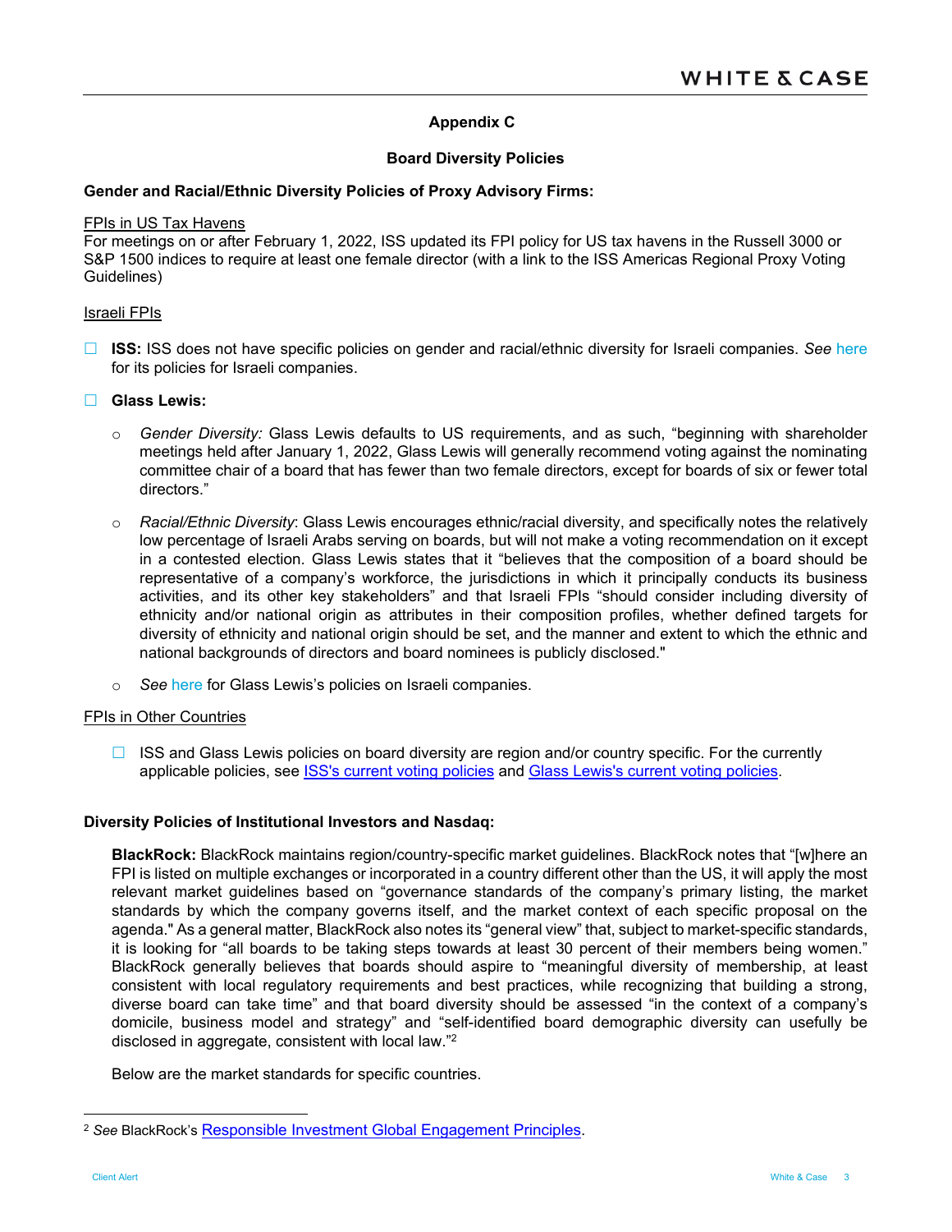### Appendix C

### Board Diversity Policies

**Gender and Racial/Ethnic Diversity Policies of Proxy Advisory Firms:**

FPIs in US Tax Havens

For meetings on or after February 1, 2022, ISS updated its FPI policy for US tax havens in the Russell 3000 or S&P 1500 indices to require at least one female director (with a link to the ISS Americas Regional Proxy Voting Guidelines)

Israeli FPIs

- **ISS:** ISS does not have specific policies on gender and racial/ethnic diversity for Israeli companies. *See* here for its policies for Israeli companies.
- **Glass Lewis:**
  - *Gender Diversity:* Glass Lewis defaults to US requirements, and as such, "beginning with shareholder meetings held after January 1, 2022, Glass Lewis will generally recommend voting against the nominating committee chair of a board that has fewer than two female directors, except for boards of six or fewer total directors."
  - *Racial/Ethnic Diversity*: Glass Lewis encourages ethnic/racial diversity, and specifically notes the relatively low percentage of Israeli Arabs serving on boards, but will not make a voting recommendation on it except in a contested election. Glass Lewis states that it "believes that the composition of a board should be representative of a company's workforce, the jurisdictions in which it principally conducts its business activities, and its other key stakeholders" and that Israeli FPIs "should consider including diversity of ethnicity and/or national origin as attributes in their composition profiles, whether defined targets for diversity of ethnicity and national origin should be set, and the manner and extent to which the ethnic and national backgrounds of directors and board nominees is publicly disclosed."
  - *See* here for Glass Lewis's policies on Israeli companies.

FPIs in Other Countries

- ISS and Glass Lewis policies on board diversity are region and/or country specific. For the currently applicable policies, see ISS's current voting policies and Glass Lewis's current voting policies.

**Diversity Policies of Institutional Investors and Nasdaq:**

**BlackRock:** BlackRock maintains region/country-specific market guidelines. BlackRock notes that "[w]here an FPI is listed on multiple exchanges or incorporated in a country different other than the US, it will apply the most relevant market guidelines based on "governance standards of the company's primary listing, the market standards by which the company governs itself, and the market context of each specific proposal on the agenda." As a general matter, BlackRock also notes its "general view" that, subject to market-specific standards, it is looking for "all boards to be taking steps towards at least 30 percent of their members being women." BlackRock generally believes that boards should aspire to "meaningful diversity of membership, at least consistent with local regulatory requirements and best practices, while recognizing that building a strong, diverse board can take time" and that board diversity should be assessed "in the context of a company's domicile, business model and strategy" and "self-identified board demographic diversity can usefully be disclosed in aggregate, consistent with local law."[2]

Below are the market standards for specific countries.

---

[2] *See* BlackRock's Responsible Investment Global Engagement Principles.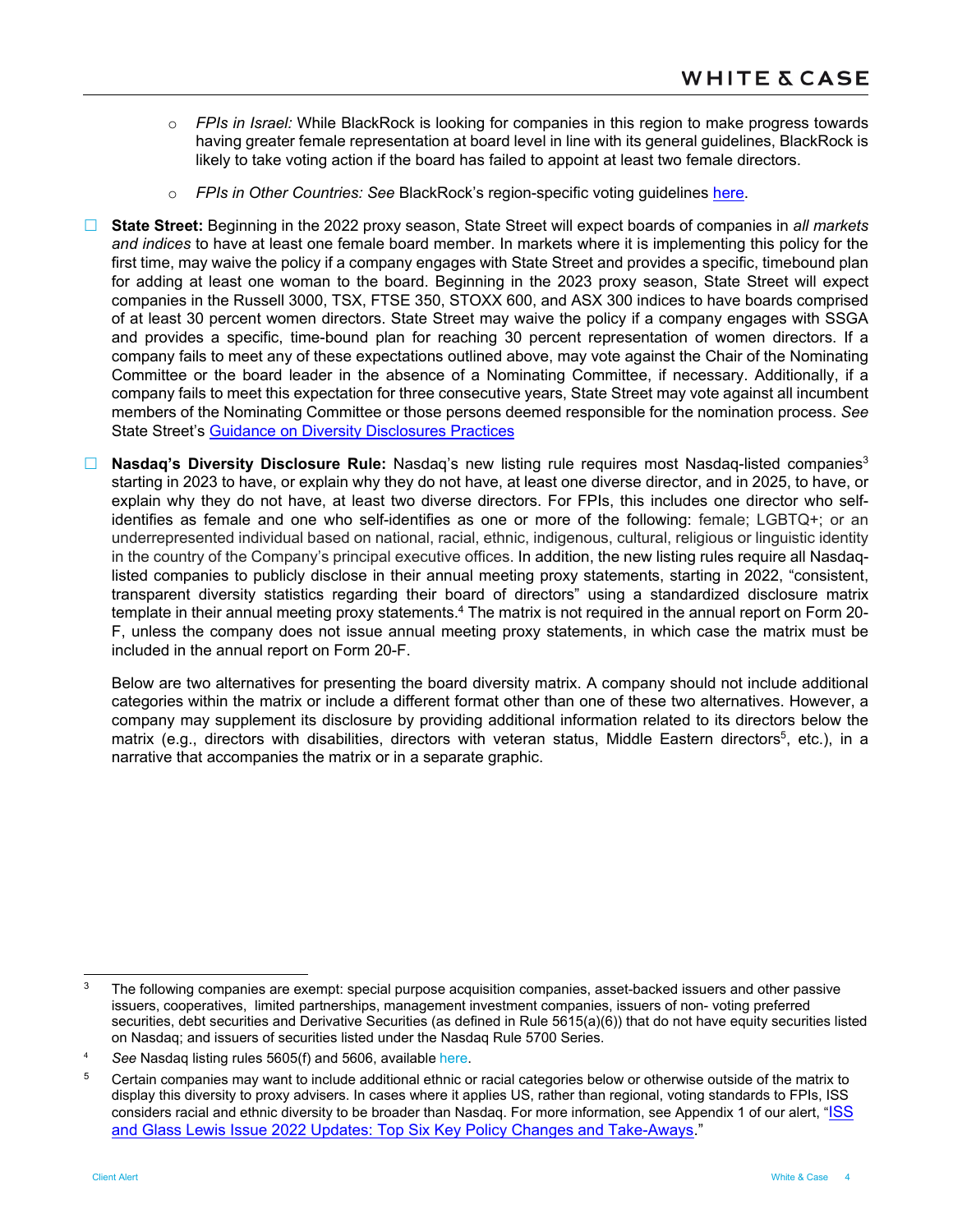- *FPIs in Israel:* While BlackRock is looking for companies in this region to make progress towards having greater female representation at board level in line with its general guidelines, BlackRock is likely to take voting action if the board has failed to appoint at least two female directors.
- *FPIs in Other Countries: See* BlackRock's region-specific voting guidelines here.

☐ **State Street:** Beginning in the 2022 proxy season, State Street will expect boards of companies in *all markets and indices* to have at least one female board member. In markets where it is implementing this policy for the first time, may waive the policy if a company engages with State Street and provides a specific, timebound plan for adding at least one woman to the board. Beginning in the 2023 proxy season, State Street will expect companies in the Russell 3000, TSX, FTSE 350, STOXX 600, and ASX 300 indices to have boards comprised of at least 30 percent women directors. State Street may waive the policy if a company engages with SSGA and provides a specific, time-bound plan for reaching 30 percent representation of women directors. If a company fails to meet any of these expectations outlined above, may vote against the Chair of the Nominating Committee or the board leader in the absence of a Nominating Committee, if necessary. Additionally, if a company fails to meet this expectation for three consecutive years, State Street may vote against all incumbent members of the Nominating Committee or those persons deemed responsible for the nomination process. *See* State Street's Guidance on Diversity Disclosures Practices

☐ **Nasdaq's Diversity Disclosure Rule:** Nasdaq's new listing rule requires most Nasdaq-listed companies[3] starting in 2023 to have, or explain why they do not have, at least one diverse director, and in 2025, to have, or explain why they do not have, at least two diverse directors. For FPIs, this includes one director who self-identifies as female and one who self-identifies as one or more of the following: female; LGBTQ+; or an underrepresented individual based on national, racial, ethnic, indigenous, cultural, religious or linguistic identity in the country of the Company's principal executive offices. In addition, the new listing rules require all Nasdaq-listed companies to publicly disclose in their annual meeting proxy statements, starting in 2022, "consistent, transparent diversity statistics regarding their board of directors" using a standardized disclosure matrix template in their annual meeting proxy statements.[4] The matrix is not required in the annual report on Form 20-F, unless the company does not issue annual meeting proxy statements, in which case the matrix must be included in the annual report on Form 20-F.

Below are two alternatives for presenting the board diversity matrix. A company should not include additional categories within the matrix or include a different format other than one of these two alternatives. However, a company may supplement its disclosure by providing additional information related to its directors below the matrix (e.g., directors with disabilities, directors with veteran status, Middle Eastern directors[5], etc.), in a narrative that accompanies the matrix or in a separate graphic.

---

[3] The following companies are exempt: special purpose acquisition companies, asset-backed issuers and other passive issuers, cooperatives, limited partnerships, management investment companies, issuers of non- voting preferred securities, debt securities and Derivative Securities (as defined in Rule 5615(a)(6)) that do not have equity securities listed on Nasdaq; and issuers of securities listed under the Nasdaq Rule 5700 Series.

[4] *See* Nasdaq listing rules 5605(f) and 5606, available here.

[5] Certain companies may want to include additional ethnic or racial categories below or otherwise outside of the matrix to display this diversity to proxy advisers. In cases where it applies US, rather than regional, voting standards to FPIs, ISS considers racial and ethnic diversity to be broader than Nasdaq. For more information, see Appendix 1 of our alert, "ISS and Glass Lewis Issue 2022 Updates: Top Six Key Policy Changes and Take-Aways."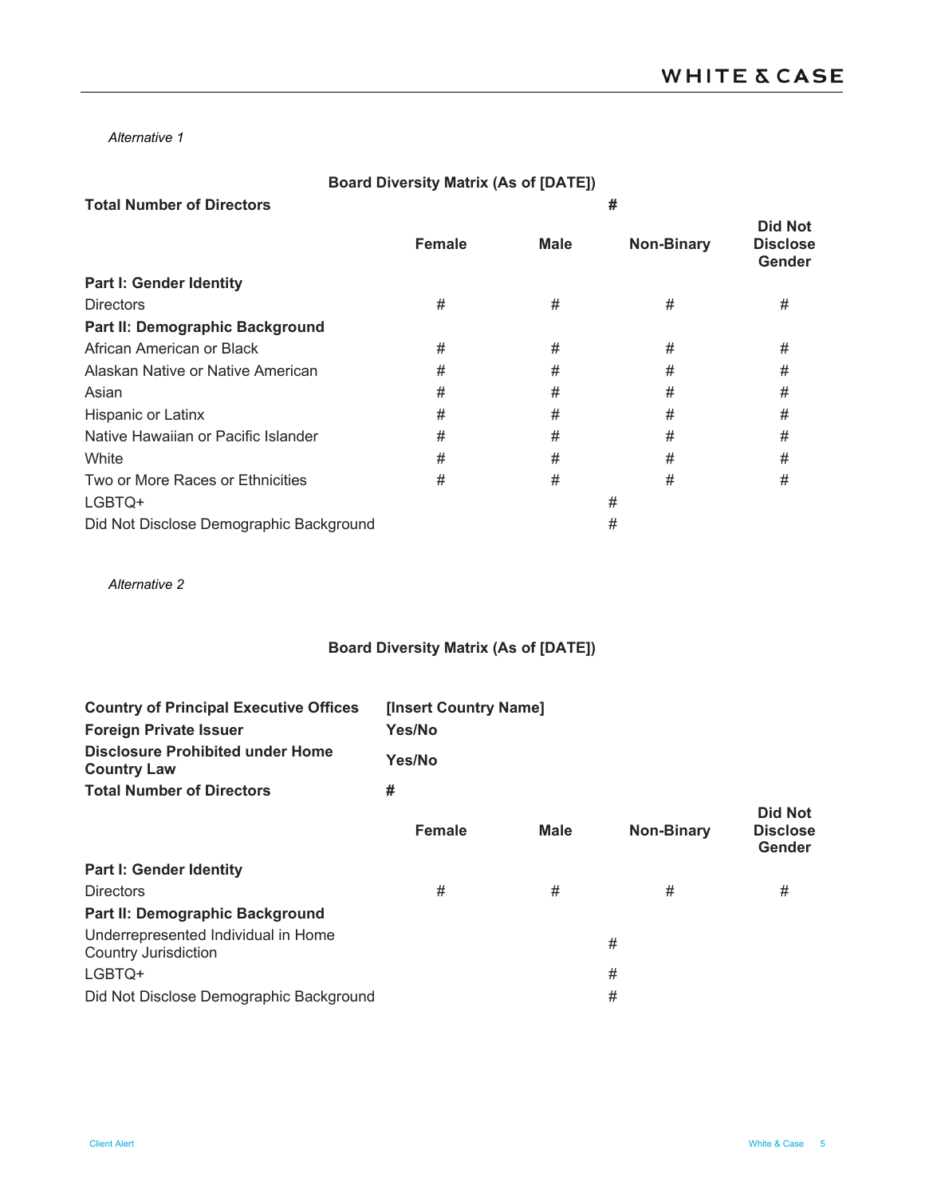*Alternative 1*

| **Board Diversity Matrix (As of [DATE])** | | | | |
|---|---|---|---|---|
| **Total Number of Directors** | | **#** | | |
| | **Female** | **Male** | **Non-Binary** | **Did Not Disclose Gender** |
| **Part I: Gender Identity** | | | | |
| Directors | # | # | # | # |
| **Part II: Demographic Background** | | | | |
| African American or Black | # | # | # | # |
| Alaskan Native or Native American | # | # | # | # |
| Asian | # | # | # | # |
| Hispanic or Latinx | # | # | # | # |
| Native Hawaiian or Pacific Islander | # | # | # | # |
| White | # | # | # | # |
| Two or More Races or Ethnicities | # | # | # | # |
| LGBTQ+ | | # | | |
| Did Not Disclose Demographic Background | | # | | |

*Alternative 2*

| **Board Diversity Matrix (As of [DATE])** | | | | |
|---|---|---|---|---|
| **Country of Principal Executive Offices** | **[Insert Country Name]** | | | |
| **Foreign Private Issuer** | **Yes/No** | | | |
| **Disclosure Prohibited under Home Country Law** | **Yes/No** | | | |
| **Total Number of Directors** | **#** | | | |
| | **Female** | **Male** | **Non-Binary** | **Did Not Disclose Gender** |
| **Part I: Gender Identity** | | | | |
| Directors | # | # | # | # |
| **Part II: Demographic Background** | | | | |
| Underrepresented Individual in Home Country Jurisdiction | | # | | |
| LGBTQ+ | | # | | |
| Did Not Disclose Demographic Background | | # | | |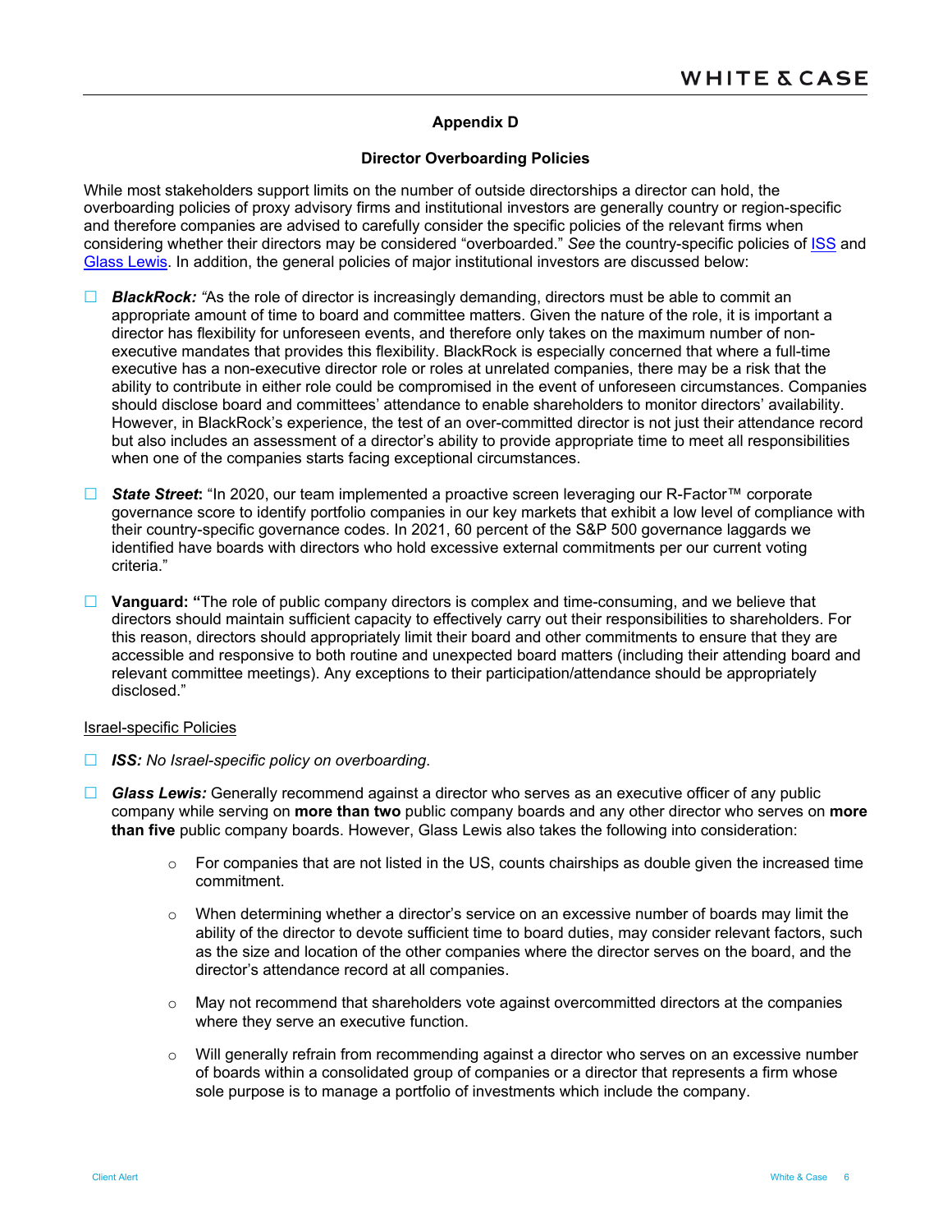## Appendix D

### Director Overboarding Policies

While most stakeholders support limits on the number of outside directorships a director can hold, the overboarding policies of proxy advisory firms and institutional investors are generally country or region-specific and therefore companies are advised to carefully consider the specific policies of the relevant firms when considering whether their directors may be considered "overboarded." *See* the country-specific policies of ISS and Glass Lewis. In addition, the general policies of major institutional investors are discussed below:

- ***BlackRock:*** *"*As the role of director is increasingly demanding, directors must be able to commit an appropriate amount of time to board and committee matters. Given the nature of the role, it is important a director has flexibility for unforeseen events, and therefore only takes on the maximum number of non-executive mandates that provides this flexibility. BlackRock is especially concerned that where a full-time executive has a non-executive director role or roles at unrelated companies, there may be a risk that the ability to contribute in either role could be compromised in the event of unforeseen circumstances. Companies should disclose board and committees' attendance to enable shareholders to monitor directors' availability. However, in BlackRock's experience, the test of an over-committed director is not just their attendance record but also includes an assessment of a director's ability to provide appropriate time to meet all responsibilities when one of the companies starts facing exceptional circumstances.

- ***State Street*:** "In 2020, our team implemented a proactive screen leveraging our R-Factor™ corporate governance score to identify portfolio companies in our key markets that exhibit a low level of compliance with their country-specific governance codes. In 2021, 60 percent of the S&P 500 governance laggards we identified have boards with directors who hold excessive external commitments per our current voting criteria."

- **Vanguard: "**The role of public company directors is complex and time-consuming, and we believe that directors should maintain sufficient capacity to effectively carry out their responsibilities to shareholders. For this reason, directors should appropriately limit their board and other commitments to ensure that they are accessible and responsive to both routine and unexpected board matters (including their attending board and relevant committee meetings). Any exceptions to their participation/attendance should be appropriately disclosed."

Israel-specific Policies

- ***ISS:*** *No Israel-specific policy on overboarding.*

- ***Glass Lewis:*** Generally recommend against a director who serves as an executive officer of any public company while serving on **more than two** public company boards and any other director who serves on **more than five** public company boards. However, Glass Lewis also takes the following into consideration:

  - For companies that are not listed in the US, counts chairships as double given the increased time commitment.

  - When determining whether a director's service on an excessive number of boards may limit the ability of the director to devote sufficient time to board duties, may consider relevant factors, such as the size and location of the other companies where the director serves on the board, and the director's attendance record at all companies.

  - May not recommend that shareholders vote against overcommitted directors at the companies where they serve an executive function.

  - Will generally refrain from recommending against a director who serves on an excessive number of boards within a consolidated group of companies or a director that represents a firm whose sole purpose is to manage a portfolio of investments which include the company.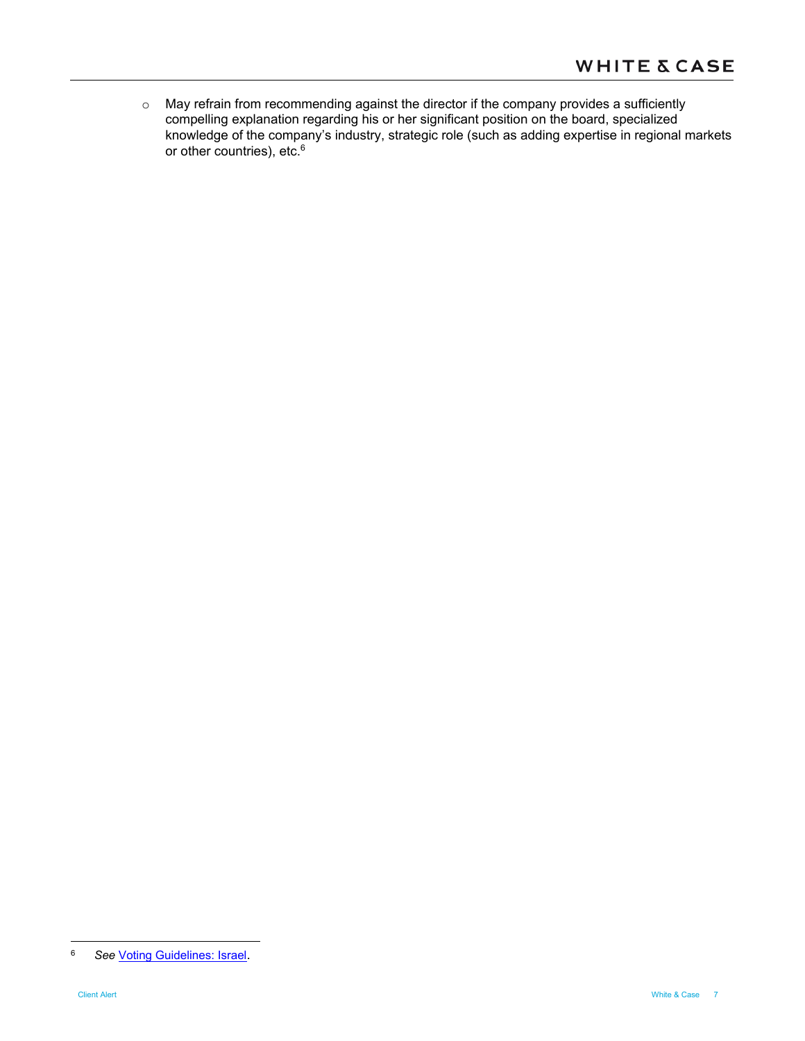- May refrain from recommending against the director if the company provides a sufficiently compelling explanation regarding his or her significant position on the board, specialized knowledge of the company's industry, strategic role (such as adding expertise in regional markets or other countries), etc.[6]

---

[6] *See* Voting Guidelines: Israel.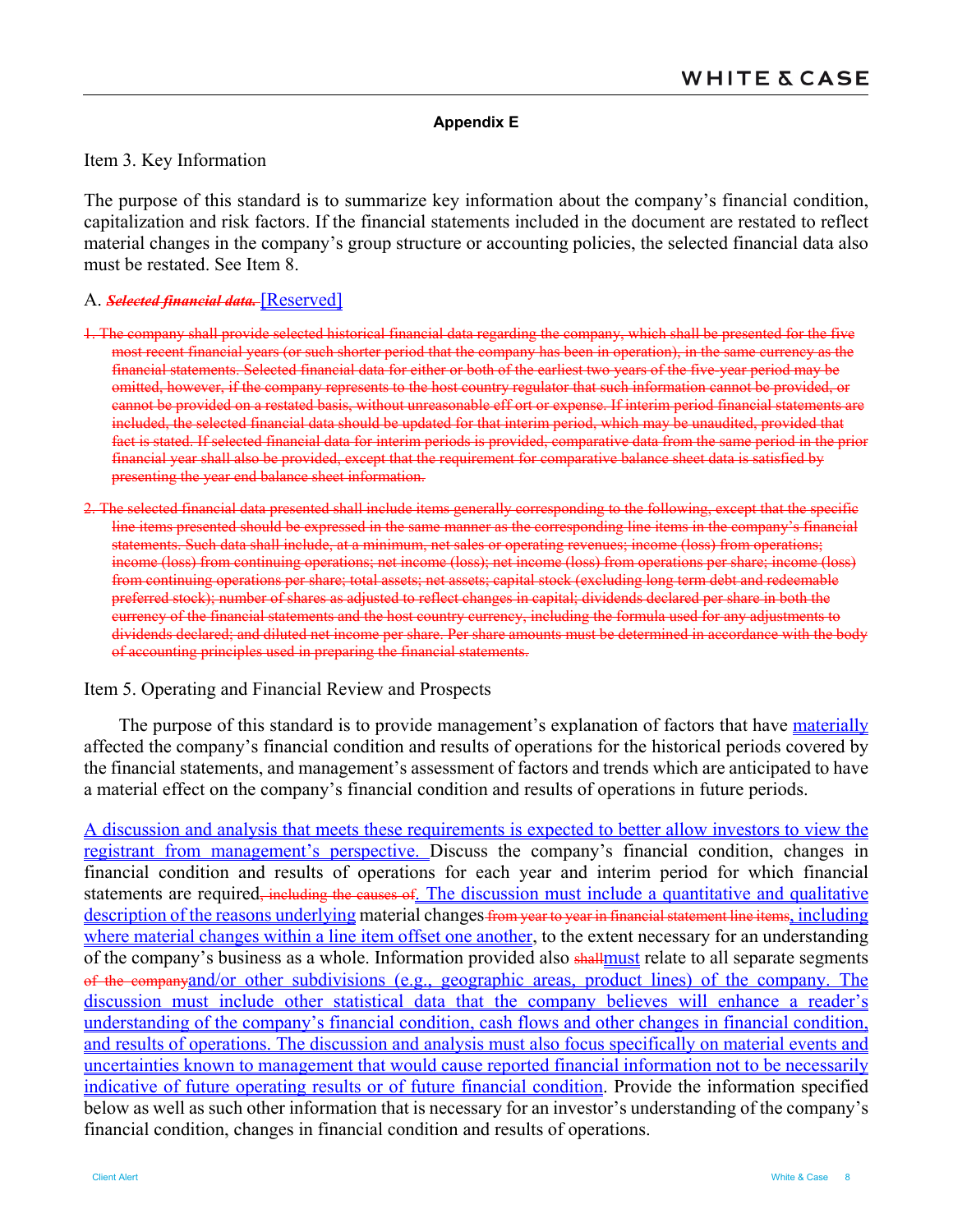**Appendix E**

Item 3. Key Information

The purpose of this standard is to summarize key information about the company's financial condition, capitalization and risk factors. If the financial statements included in the document are restated to reflect material changes in the company's group structure or accounting policies, the selected financial data also must be restated. See Item 8.

A. ~~***Selected financial data.***~~ [Reserved]

~~1. The company shall provide selected historical financial data regarding the company, which shall be presented for the five most recent financial years (or such shorter period that the company has been in operation), in the same currency as the financial statements. Selected financial data for either or both of the earliest two years of the five-year period may be omitted, however, if the company represents to the host country regulator that such information cannot be provided, or cannot be provided on a restated basis, without unreasonable eff ort or expense. If interim period financial statements are included, the selected financial data should be updated for that interim period, which may be unaudited, provided that fact is stated. If selected financial data for interim periods is provided, comparative data from the same period in the prior financial year shall also be provided, except that the requirement for comparative balance sheet data is satisfied by presenting the year end balance sheet information.~~

~~2. The selected financial data presented shall include items generally corresponding to the following, except that the specific line items presented should be expressed in the same manner as the corresponding line items in the company's financial statements. Such data shall include, at a minimum, net sales or operating revenues; income (loss) from operations; income (loss) from continuing operations; net income (loss); net income (loss) from operations per share; income (loss) from continuing operations per share; total assets; net assets; capital stock (excluding long term debt and redeemable preferred stock); number of shares as adjusted to reflect changes in capital; dividends declared per share in both the currency of the financial statements and the host country currency, including the formula used for any adjustments to dividends declared; and diluted net income per share. Per share amounts must be determined in accordance with the body of accounting principles used in preparing the financial statements.~~

Item 5. Operating and Financial Review and Prospects

The purpose of this standard is to provide management's explanation of factors that have materially affected the company's financial condition and results of operations for the historical periods covered by the financial statements, and management's assessment of factors and trends which are anticipated to have a material effect on the company's financial condition and results of operations in future periods.

A discussion and analysis that meets these requirements is expected to better allow investors to view the registrant from management's perspective. Discuss the company's financial condition, changes in financial condition and results of operations for each year and interim period for which financial statements are required~~, including the causes of~~. The discussion must include a quantitative and qualitative description of the reasons underlying material changes ~~from year to year in financial statement line items~~, including where material changes within a line item offset one another, to the extent necessary for an understanding of the company's business as a whole. Information provided also ~~shall~~must relate to all separate segments ~~of the company~~and/or other subdivisions (e.g., geographic areas, product lines) of the company. The discussion must include other statistical data that the company believes will enhance a reader's understanding of the company's financial condition, cash flows and other changes in financial condition, and results of operations. The discussion and analysis must also focus specifically on material events and uncertainties known to management that would cause reported financial information not to be necessarily indicative of future operating results or of future financial condition. Provide the information specified below as well as such other information that is necessary for an investor's understanding of the company's financial condition, changes in financial condition and results of operations.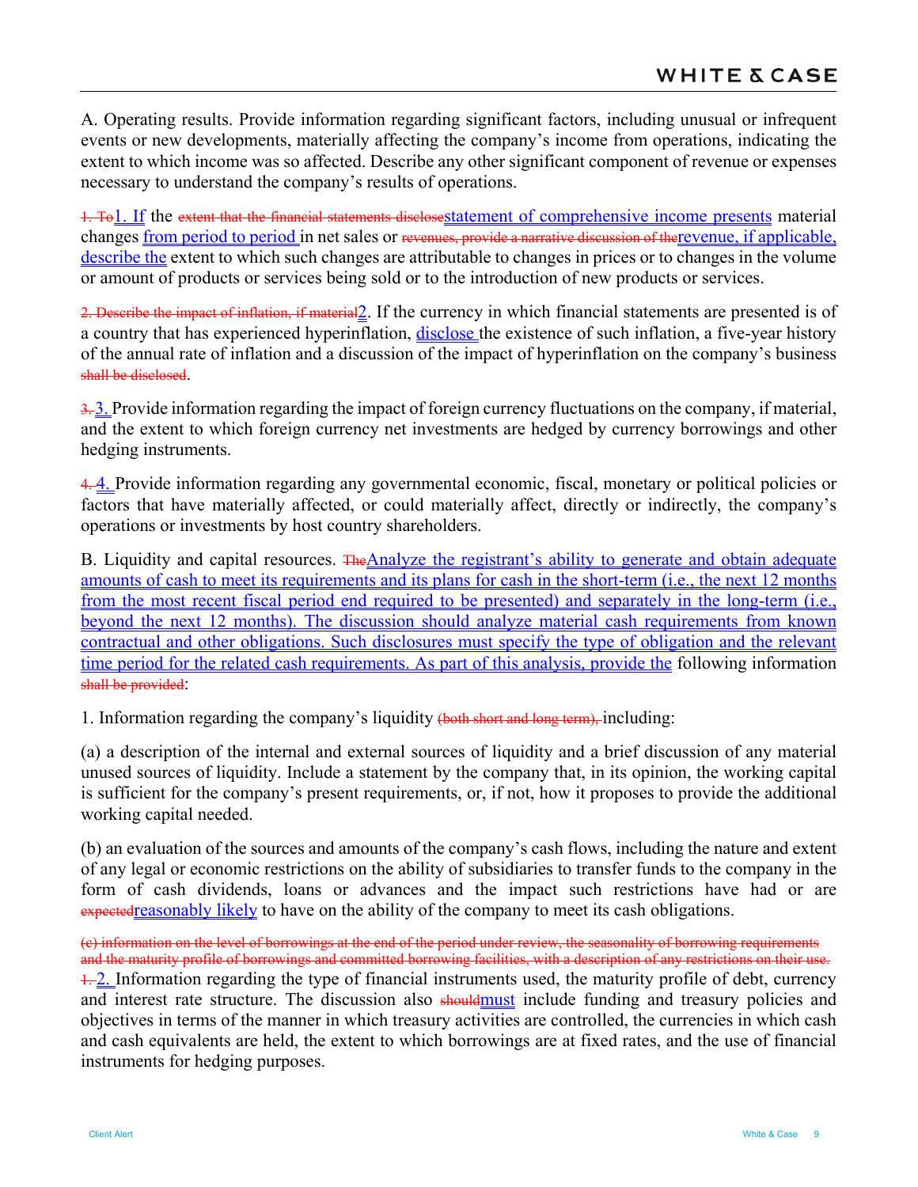A. Operating results. Provide information regarding significant factors, including unusual or infrequent events or new developments, materially affecting the company's income from operations, indicating the extent to which income was so affected. Describe any other significant component of revenue or expenses necessary to understand the company's results of operations.

~~1. To~~<u>1. If</u> the ~~extent that the financial statements disclose~~<u>statement of comprehensive income presents</u> material changes <u>from period to period</u> in net sales or ~~revenues, provide a narrative discussion of the~~<u>revenue, if applicable, describe the</u> extent to which such changes are attributable to changes in prices or to changes in the volume or amount of products or services being sold or to the introduction of new products or services.

~~2. Describe the impact of inflation, if material~~<u>2</u>. If the currency in which financial statements are presented is of a country that has experienced hyperinflation, <u>disclose</u> the existence of such inflation, a five-year history of the annual rate of inflation and a discussion of the impact of hyperinflation on the company's business ~~shall be disclosed~~.

~~3.~~ <u>3.</u> Provide information regarding the impact of foreign currency fluctuations on the company, if material, and the extent to which foreign currency net investments are hedged by currency borrowings and other hedging instruments.

~~4.~~ <u>4.</u> Provide information regarding any governmental economic, fiscal, monetary or political policies or factors that have materially affected, or could materially affect, directly or indirectly, the company's operations or investments by host country shareholders.

B. Liquidity and capital resources. ~~The~~<u>Analyze the registrant's ability to generate and obtain adequate amounts of cash to meet its requirements and its plans for cash in the short-term (i.e., the next 12 months from the most recent fiscal period end required to be presented) and separately in the long-term (i.e., beyond the next 12 months). The discussion should analyze material cash requirements from known contractual and other obligations. Such disclosures must specify the type of obligation and the relevant time period for the related cash requirements. As part of this analysis, provide the</u> following information ~~shall be provided~~:

1. Information regarding the company's liquidity ~~(both short and long term),~~ including:

(a) a description of the internal and external sources of liquidity and a brief discussion of any material unused sources of liquidity. Include a statement by the company that, in its opinion, the working capital is sufficient for the company's present requirements, or, if not, how it proposes to provide the additional working capital needed.

(b) an evaluation of the sources and amounts of the company's cash flows, including the nature and extent of any legal or economic restrictions on the ability of subsidiaries to transfer funds to the company in the form of cash dividends, loans or advances and the impact such restrictions have had or are ~~expected~~<u>reasonably likely</u> to have on the ability of the company to meet its cash obligations.

~~(c) information on the level of borrowings at the end of the period under review, the seasonality of borrowing requirements and the maturity profile of borrowings and committed borrowing facilities, with a description of any restrictions on their use.~~

~~1.~~ <u>2.</u> Information regarding the type of financial instruments used, the maturity profile of debt, currency and interest rate structure. The discussion also ~~should~~<u>must</u> include funding and treasury policies and objectives in terms of the manner in which treasury activities are controlled, the currencies in which cash and cash equivalents are held, the extent to which borrowings are at fixed rates, and the use of financial instruments for hedging purposes.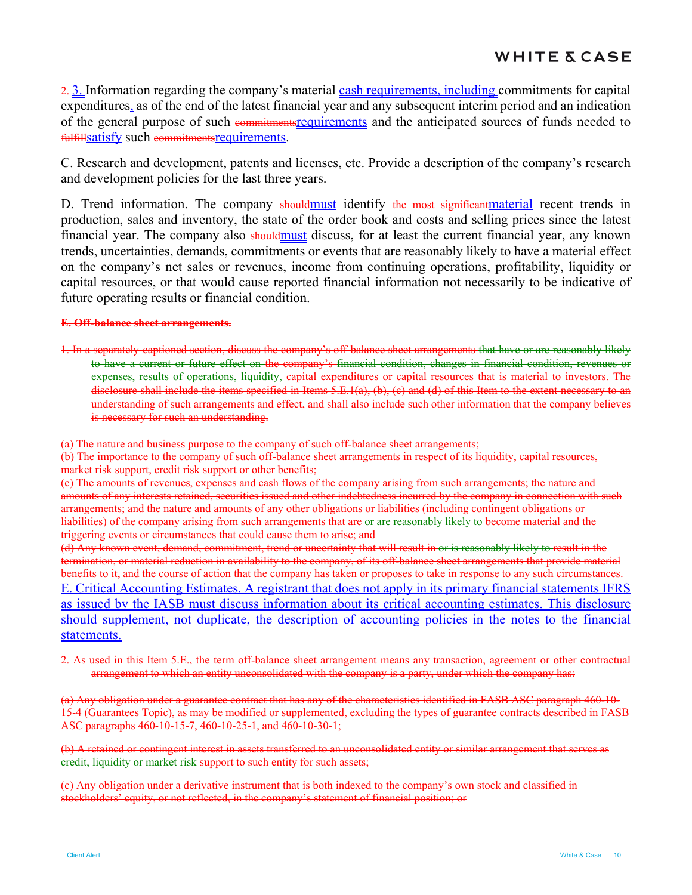~~2.~~ 3. Information regarding the company's material cash requirements, including commitments for capital expenditures, as of the end of the latest financial year and any subsequent interim period and an indication of the general purpose of such ~~commitments~~requirements and the anticipated sources of funds needed to ~~fulfill~~satisfy such ~~commitments~~requirements.

C. Research and development, patents and licenses, etc. Provide a description of the company's research and development policies for the last three years.

D. Trend information. The company ~~should~~must identify ~~the most significant~~material recent trends in production, sales and inventory, the state of the order book and costs and selling prices since the latest financial year. The company also ~~should~~must discuss, for at least the current financial year, any known trends, uncertainties, demands, commitments or events that are reasonably likely to have a material effect on the company's net sales or revenues, income from continuing operations, profitability, liquidity or capital resources, or that would cause reported financial information not necessarily to be indicative of future operating results or financial condition.

~~**E. Off-balance sheet arrangements.**~~

~~1. In a separately-captioned section, discuss the company's off-balance sheet arrangements that have or are reasonably likely to have a current or future effect on the company's financial condition, changes in financial condition, revenues or expenses, results of operations, liquidity, capital expenditures or capital resources that is material to investors. The disclosure shall include the items specified in Items 5.E.1(a), (b), (c) and (d) of this Item to the extent necessary to an understanding of such arrangements and effect, and shall also include such other information that the company believes is necessary for such an understanding.~~

~~(a) The nature and business purpose to the company of such off-balance sheet arrangements;~~
~~(b) The importance to the company of such off-balance sheet arrangements in respect of its liquidity, capital resources, market risk support, credit risk support or other benefits;~~
~~(c) The amounts of revenues, expenses and cash flows of the company arising from such arrangements; the nature and amounts of any interests retained, securities issued and other indebtedness incurred by the company in connection with such arrangements; and the nature and amounts of any other obligations or liabilities (including contingent obligations or liabilities) of the company arising from such arrangements that are or are reasonably likely to become material and the triggering events or circumstances that could cause them to arise; and~~
~~(d) Any known event, demand, commitment, trend or uncertainty that will result in or is reasonably likely to result in the termination, or material reduction in availability to the company, of its off-balance sheet arrangements that provide material benefits to it, and the course of action that the company has taken or proposes to take in response to any such circumstances.~~
E. Critical Accounting Estimates. A registrant that does not apply in its primary financial statements IFRS as issued by the IASB must discuss information about its critical accounting estimates. This disclosure should supplement, not duplicate, the description of accounting policies in the notes to the financial statements.

~~2. As used in this Item 5.E., the term off-balance sheet arrangement means any transaction, agreement or other contractual arrangement to which an entity unconsolidated with the company is a party, under which the company has:~~

~~(a) Any obligation under a guarantee contract that has any of the characteristics identified in FASB ASC paragraph 460-10-15-4 (Guarantees Topic), as may be modified or supplemented, excluding the types of guarantee contracts described in FASB ASC paragraphs 460-10-15-7, 460-10-25-1, and 460-10-30-1;~~

~~(b) A retained or contingent interest in assets transferred to an unconsolidated entity or similar arrangement that serves as credit, liquidity or market risk support to such entity for such assets;~~

~~(c) Any obligation under a derivative instrument that is both indexed to the company's own stock and classified in stockholders' equity, or not reflected, in the company's statement of financial position; or~~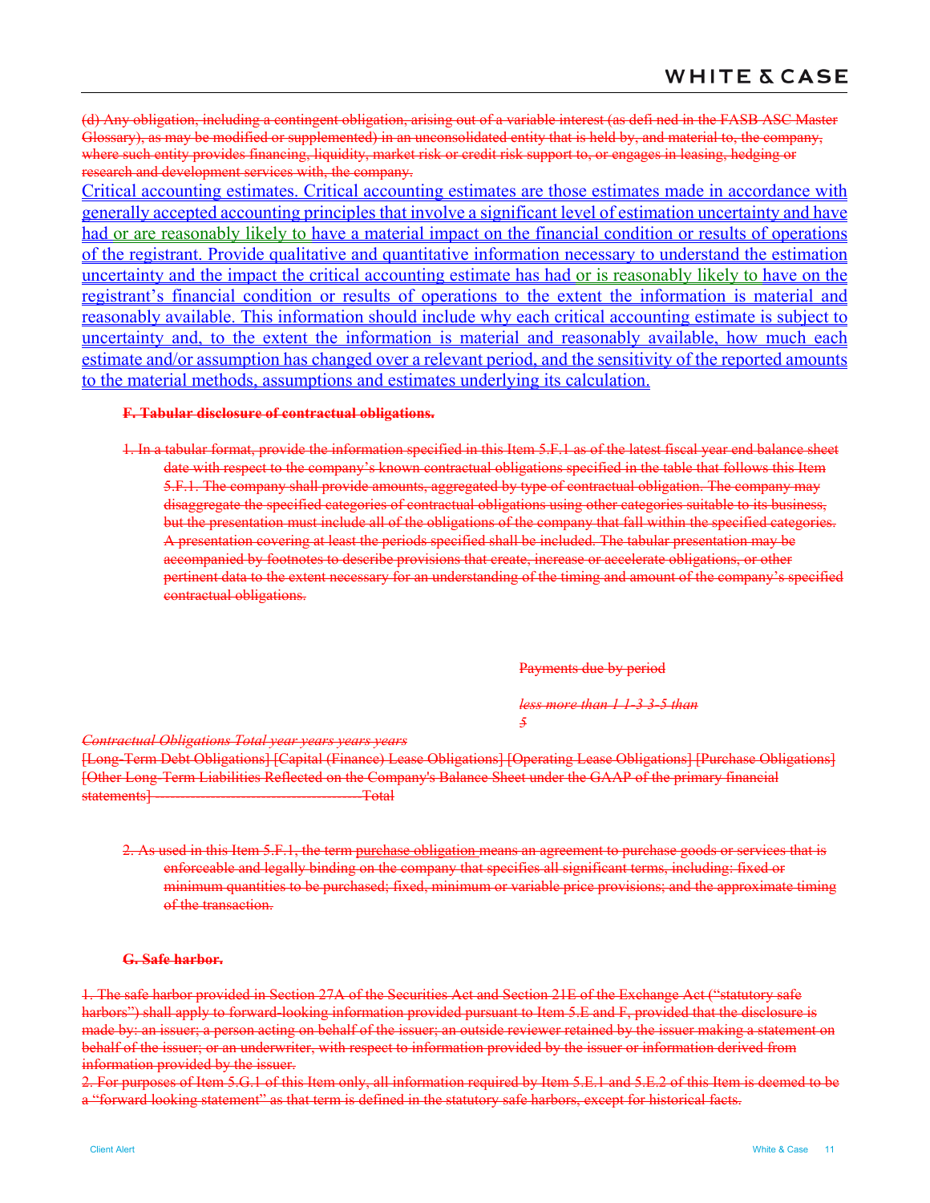~~(d) Any obligation, including a contingent obligation, arising out of a variable interest (as defi ned in the FASB ASC Master Glossary), as may be modified or supplemented) in an unconsolidated entity that is held by, and material to, the company, where such entity provides financing, liquidity, market risk or credit risk support to, or engages in leasing, hedging or research and development services with, the company.~~

<u>Critical accounting estimates. Critical accounting estimates are those estimates made in accordance with generally accepted accounting principles that involve a significant level of estimation uncertainty and have had or are reasonably likely to have a material impact on the financial condition or results of operations of the registrant. Provide qualitative and quantitative information necessary to understand the estimation uncertainty and the impact the critical accounting estimate has had or is reasonably likely to have on the registrant's financial condition or results of operations to the extent the information is material and reasonably available. This information should include why each critical accounting estimate is subject to uncertainty and, to the extent the information is material and reasonably available, how much each estimate and/or assumption has changed over a relevant period, and the sensitivity of the reported amounts to the material methods, assumptions and estimates underlying its calculation.</u>

~~**F. Tabular disclosure of contractual obligations.**~~

~~1. In a tabular format, provide the information specified in this Item 5.F.1 as of the latest fiscal year end balance sheet date with respect to the company's known contractual obligations specified in the table that follows this Item 5.F.1. The company shall provide amounts, aggregated by type of contractual obligation. The company may disaggregate the specified categories of contractual obligations using other categories suitable to its business, but the presentation must include all of the obligations of the company that fall within the specified categories. A presentation covering at least the periods specified shall be included. The tabular presentation may be accompanied by footnotes to describe provisions that create, increase or accelerate obligations, or other pertinent data to the extent necessary for an understanding of the timing and amount of the company's specified contractual obligations.~~

~~Payments due by period~~

~~*less more than 1 1-3 3-5 than 5*~~

~~*Contractual Obligations Total year years years years*~~
~~[Long-Term Debt Obligations] [Capital (Finance) Lease Obligations] [Operating Lease Obligations] [Purchase Obligations] [Other Long-Term Liabilities Reflected on the Company's Balance Sheet under the GAAP of the primary financial statements] ------------------------------------Total~~

~~2. As used in this Item 5.F.1, the term <u>purchase obligation</u> means an agreement to purchase goods or services that is enforceable and legally binding on the company that specifies all significant terms, including: fixed or minimum quantities to be purchased; fixed, minimum or variable price provisions; and the approximate timing of the transaction.~~

~~**G. Safe harbor.**~~

~~1. The safe harbor provided in Section 27A of the Securities Act and Section 21E of the Exchange Act ("statutory safe harbors") shall apply to forward-looking information provided pursuant to Item 5.E and F, provided that the disclosure is made by: an issuer; a person acting on behalf of the issuer; an outside reviewer retained by the issuer making a statement on behalf of the issuer; or an underwriter, with respect to information provided by the issuer or information derived from information provided by the issuer.~~
~~2. For purposes of Item 5.G.1 of this Item only, all information required by Item 5.E.1 and 5.E.2 of this Item is deemed to be a "forward looking statement" as that term is defined in the statutory safe harbors, except for historical facts.~~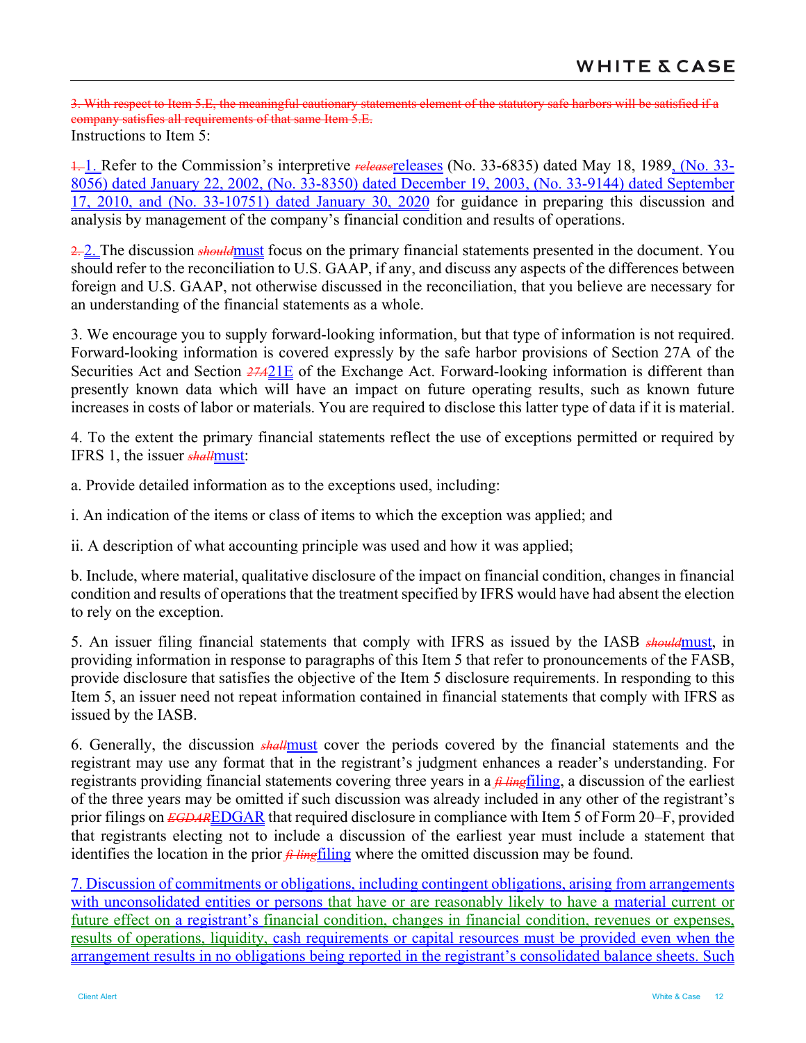~~3. With respect to Item 5.E, the meaningful cautionary statements element of the statutory safe harbors will be satisfied if a company satisfies all requirements of that same Item 5.E.~~

Instructions to Item 5:

~~1.~~ 1. Refer to the Commission's interpretive ~~release~~releases (No. 33-6835) dated May 18, 1989, (No. 33-8056) dated January 22, 2002, (No. 33-8350) dated December 19, 2003, (No. 33-9144) dated September 17, 2010, and (No. 33-10751) dated January 30, 2020 for guidance in preparing this discussion and analysis by management of the company's financial condition and results of operations.

~~2.~~ 2. The discussion ~~should~~must focus on the primary financial statements presented in the document. You should refer to the reconciliation to U.S. GAAP, if any, and discuss any aspects of the differences between foreign and U.S. GAAP, not otherwise discussed in the reconciliation, that you believe are necessary for an understanding of the financial statements as a whole.

3. We encourage you to supply forward-looking information, but that type of information is not required. Forward-looking information is covered expressly by the safe harbor provisions of Section 27A of the Securities Act and Section ~~27A~~21E of the Exchange Act. Forward-looking information is different than presently known data which will have an impact on future operating results, such as known future increases in costs of labor or materials. You are required to disclose this latter type of data if it is material.

4. To the extent the primary financial statements reflect the use of exceptions permitted or required by IFRS 1, the issuer ~~shall~~must:

a. Provide detailed information as to the exceptions used, including:

i. An indication of the items or class of items to which the exception was applied; and

ii. A description of what accounting principle was used and how it was applied;

b. Include, where material, qualitative disclosure of the impact on financial condition, changes in financial condition and results of operations that the treatment specified by IFRS would have had absent the election to rely on the exception.

5. An issuer filing financial statements that comply with IFRS as issued by the IASB ~~should~~must, in providing information in response to paragraphs of this Item 5 that refer to pronouncements of the FASB, provide disclosure that satisfies the objective of the Item 5 disclosure requirements. In responding to this Item 5, an issuer need not repeat information contained in financial statements that comply with IFRS as issued by the IASB.

6. Generally, the discussion ~~shall~~must cover the periods covered by the financial statements and the registrant may use any format that in the registrant's judgment enhances a reader's understanding. For registrants providing financial statements covering three years in a ~~fi ling~~filing, a discussion of the earliest of the three years may be omitted if such discussion was already included in any other of the registrant's prior filings on ~~EGDAR~~EDGAR that required disclosure in compliance with Item 5 of Form 20–F, provided that registrants electing not to include a discussion of the earliest year must include a statement that identifies the location in the prior ~~fi ling~~filing where the omitted discussion may be found.

7. Discussion of commitments or obligations, including contingent obligations, arising from arrangements with unconsolidated entities or persons that have or are reasonably likely to have a material current or future effect on a registrant's financial condition, changes in financial condition, revenues or expenses, results of operations, liquidity, cash requirements or capital resources must be provided even when the arrangement results in no obligations being reported in the registrant's consolidated balance sheets. Such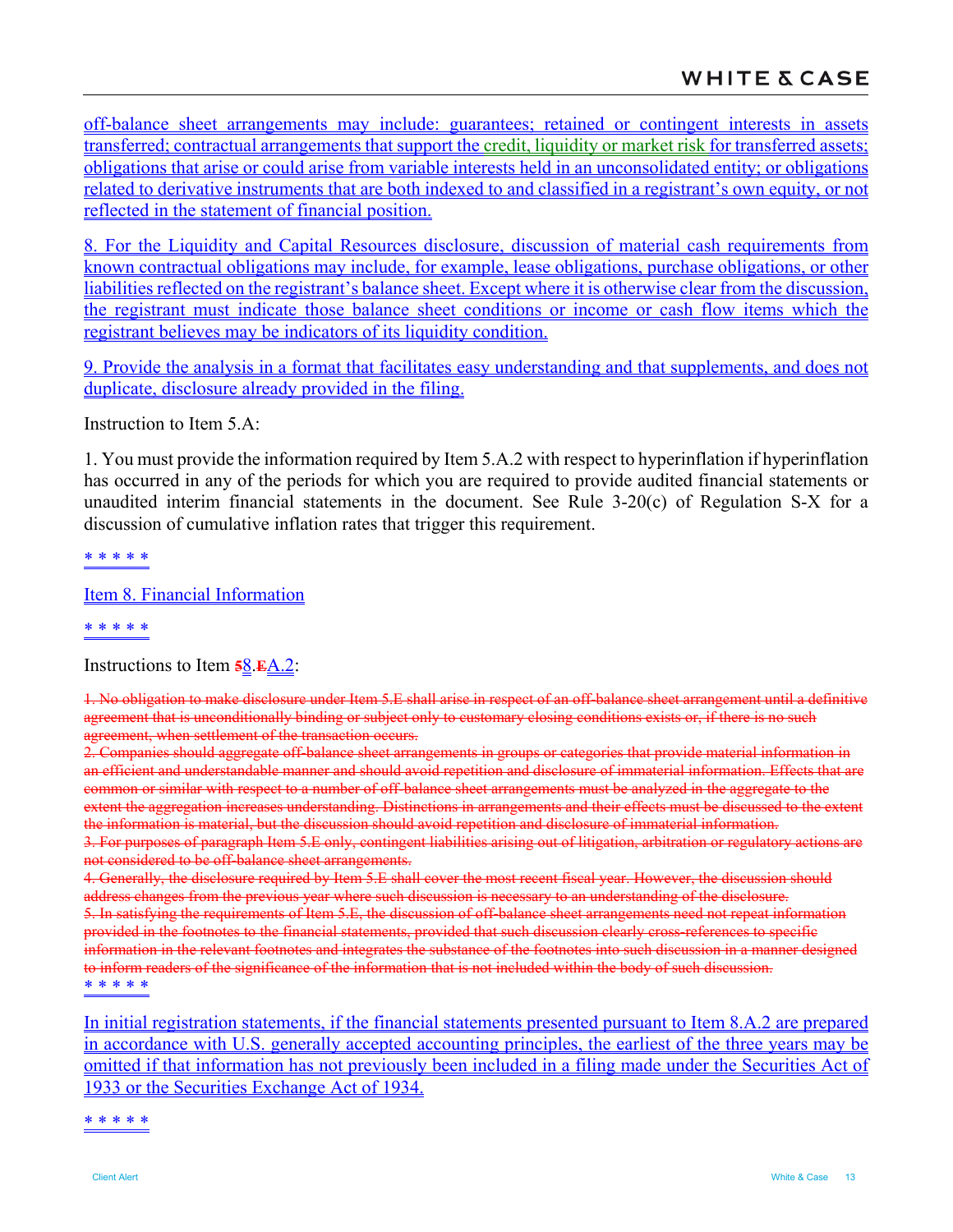off-balance sheet arrangements may include: guarantees; retained or contingent interests in assets transferred; contractual arrangements that support the credit, liquidity or market risk for transferred assets; obligations that arise or could arise from variable interests held in an unconsolidated entity; or obligations related to derivative instruments that are both indexed to and classified in a registrant's own equity, or not reflected in the statement of financial position.

8. For the Liquidity and Capital Resources disclosure, discussion of material cash requirements from known contractual obligations may include, for example, lease obligations, purchase obligations, or other liabilities reflected on the registrant's balance sheet. Except where it is otherwise clear from the discussion, the registrant must indicate those balance sheet conditions or income or cash flow items which the registrant believes may be indicators of its liquidity condition.

9. Provide the analysis in a format that facilitates easy understanding and that supplements, and does not duplicate, disclosure already provided in the filing.

Instruction to Item 5.A:

1. You must provide the information required by Item 5.A.2 with respect to hyperinflation if hyperinflation has occurred in any of the periods for which you are required to provide audited financial statements or unaudited interim financial statements in the document. See Rule 3-20(c) of Regulation S-X for a discussion of cumulative inflation rates that trigger this requirement.

\* \* \* \* \*

Item 8. Financial Information

\* \* \* \* \*

Instructions to Item ~~5~~8.~~E~~A.2:

~~1. No obligation to make disclosure under Item 5.E shall arise in respect of an off-balance sheet arrangement until a definitive agreement that is unconditionally binding or subject only to customary closing conditions exists or, if there is no such agreement, when settlement of the transaction occurs.~~
~~2. Companies should aggregate off-balance sheet arrangements in groups or categories that provide material information in an efficient and understandable manner and should avoid repetition and disclosure of immaterial information. Effects that are common or similar with respect to a number of off-balance sheet arrangements must be analyzed in the aggregate to the extent the aggregation increases understanding. Distinctions in arrangements and their effects must be discussed to the extent the information is material, but the discussion should avoid repetition and disclosure of immaterial information.~~
~~3. For purposes of paragraph Item 5.E only, contingent liabilities arising out of litigation, arbitration or regulatory actions are not considered to be off-balance sheet arrangements.~~
~~4. Generally, the disclosure required by Item 5.E shall cover the most recent fiscal year. However, the discussion should address changes from the previous year where such discussion is necessary to an understanding of the disclosure.~~
~~5. In satisfying the requirements of Item 5.E, the discussion of off-balance sheet arrangements need not repeat information provided in the footnotes to the financial statements, provided that such discussion clearly cross-references to specific information in the relevant footnotes and integrates the substance of the footnotes into such discussion in a manner designed to inform readers of the significance of the information that is not included within the body of such discussion.~~

\* \* \* \* \*

In initial registration statements, if the financial statements presented pursuant to Item 8.A.2 are prepared in accordance with U.S. generally accepted accounting principles, the earliest of the three years may be omitted if that information has not previously been included in a filing made under the Securities Act of 1933 or the Securities Exchange Act of 1934.

\* \* \* \* \*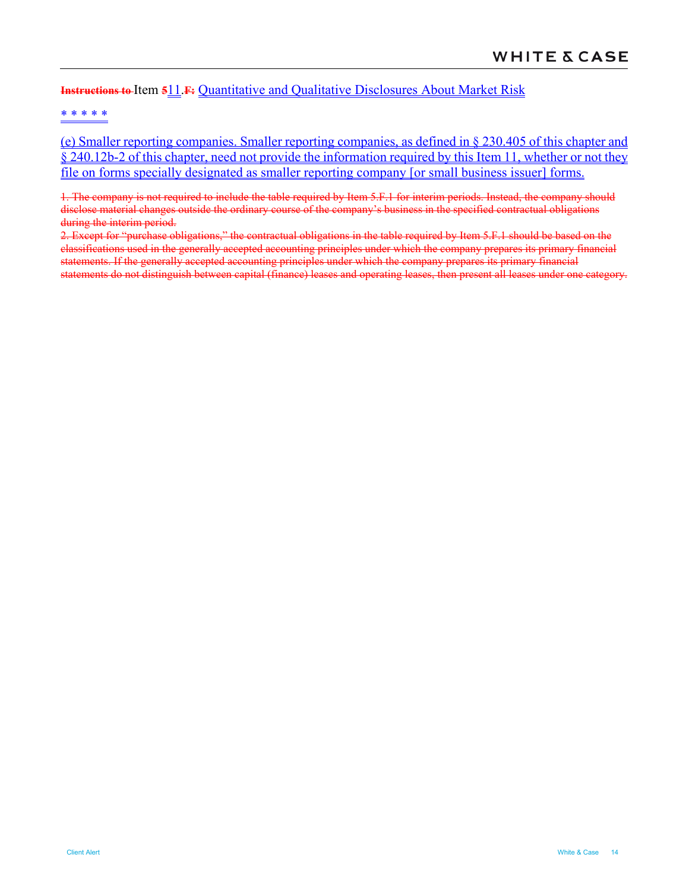~~Instructions to~~ Item ~~5~~11.~~F:~~ Quantitative and Qualitative Disclosures About Market Risk

\* \* \* \* \*

(e) Smaller reporting companies. Smaller reporting companies, as defined in § 230.405 of this chapter and § 240.12b-2 of this chapter, need not provide the information required by this Item 11, whether or not they file on forms specially designated as smaller reporting company [or small business issuer] forms.

~~1. The company is not required to include the table required by Item 5.F.1 for interim periods. Instead, the company should disclose material changes outside the ordinary course of the company's business in the specified contractual obligations during the interim period.~~

~~2. Except for "purchase obligations," the contractual obligations in the table required by Item 5.F.1 should be based on the classifications used in the generally accepted accounting principles under which the company prepares its primary financial statements. If the generally accepted accounting principles under which the company prepares its primary financial statements do not distinguish between capital (finance) leases and operating leases, then present all leases under one category.~~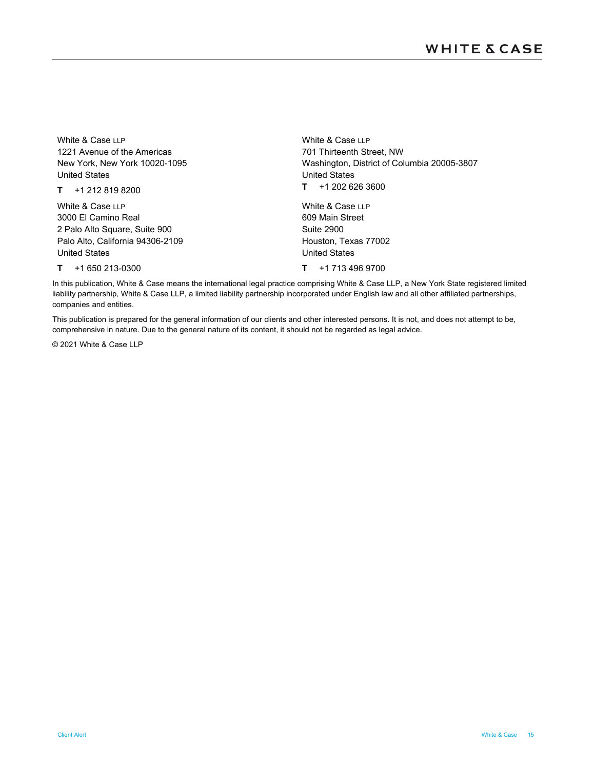White & Case LLP
1221 Avenue of the Americas
New York, New York 10020-1095
United States

**T** +1 212 819 8200

White & Case LLP
3000 El Camino Real
2 Palo Alto Square, Suite 900
Palo Alto, California 94306-2109
United States

**T** +1 650 213-0300

White & Case LLP
701 Thirteenth Street, NW
Washington, District of Columbia 20005-3807
United States

**T** +1 202 626 3600

White & Case LLP
609 Main Street
Suite 2900
Houston, Texas 77002
United States

**T** +1 713 496 9700

In this publication, White & Case means the international legal practice comprising White & Case LLP, a New York State registered limited liability partnership, White & Case LLP, a limited liability partnership incorporated under English law and all other affiliated partnerships, companies and entities.

This publication is prepared for the general information of our clients and other interested persons. It is not, and does not attempt to be, comprehensive in nature. Due to the general nature of its content, it should not be regarded as legal advice.

© 2021 White & Case LLP